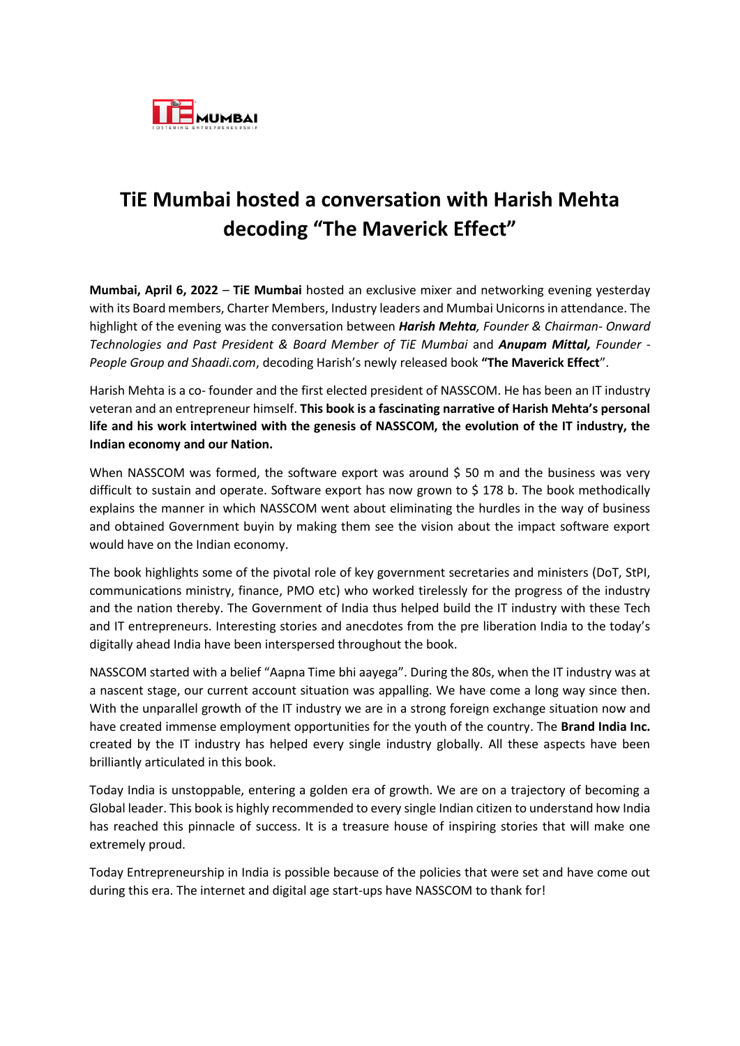# TiE Mumbai hosted a conversation with Harish Mehta decoding "The Maverick Effect"

**Mumbai, April 6, 2022** – **TiE Mumbai** hosted an exclusive mixer and networking evening yesterday with its Board members, Charter Members, Industry leaders and Mumbai Unicorns in attendance. The highlight of the evening was the conversation between ***Harish Mehta****, Founder & Chairman- Onward Technologies and Past President & Board Member of TiE Mumbai* and ***Anupam Mittal,*** *Founder - People Group and Shaadi.com*, decoding Harish's newly released book **"The Maverick Effect**".

Harish Mehta is a co- founder and the first elected president of NASSCOM. He has been an IT industry veteran and an entrepreneur himself. **This book is a fascinating narrative of Harish Mehta's personal life and his work intertwined with the genesis of NASSCOM, the evolution of the IT industry, the Indian economy and our Nation.**

When NASSCOM was formed, the software export was around $ 50 m and the business was very difficult to sustain and operate. Software export has now grown to $ 178 b. The book methodically explains the manner in which NASSCOM went about eliminating the hurdles in the way of business and obtained Government buyin by making them see the vision about the impact software export would have on the Indian economy.

The book highlights some of the pivotal role of key government secretaries and ministers (DoT, StPI, communications ministry, finance, PMO etc) who worked tirelessly for the progress of the industry and the nation thereby. The Government of India thus helped build the IT industry with these Tech and IT entrepreneurs. Interesting stories and anecdotes from the pre liberation India to the today's digitally ahead India have been interspersed throughout the book.

NASSCOM started with a belief "Aapna Time bhi aayega". During the 80s, when the IT industry was at a nascent stage, our current account situation was appalling. We have come a long way since then. With the unparallel growth of the IT industry we are in a strong foreign exchange situation now and have created immense employment opportunities for the youth of the country. The **Brand India Inc.** created by the IT industry has helped every single industry globally. All these aspects have been brilliantly articulated in this book.

Today India is unstoppable, entering a golden era of growth. We are on a trajectory of becoming a Global leader. This book is highly recommended to every single Indian citizen to understand how India has reached this pinnacle of success. It is a treasure house of inspiring stories that will make one extremely proud.

Today Entrepreneurship in India is possible because of the policies that were set and have come out during this era. The internet and digital age start-ups have NASSCOM to thank for!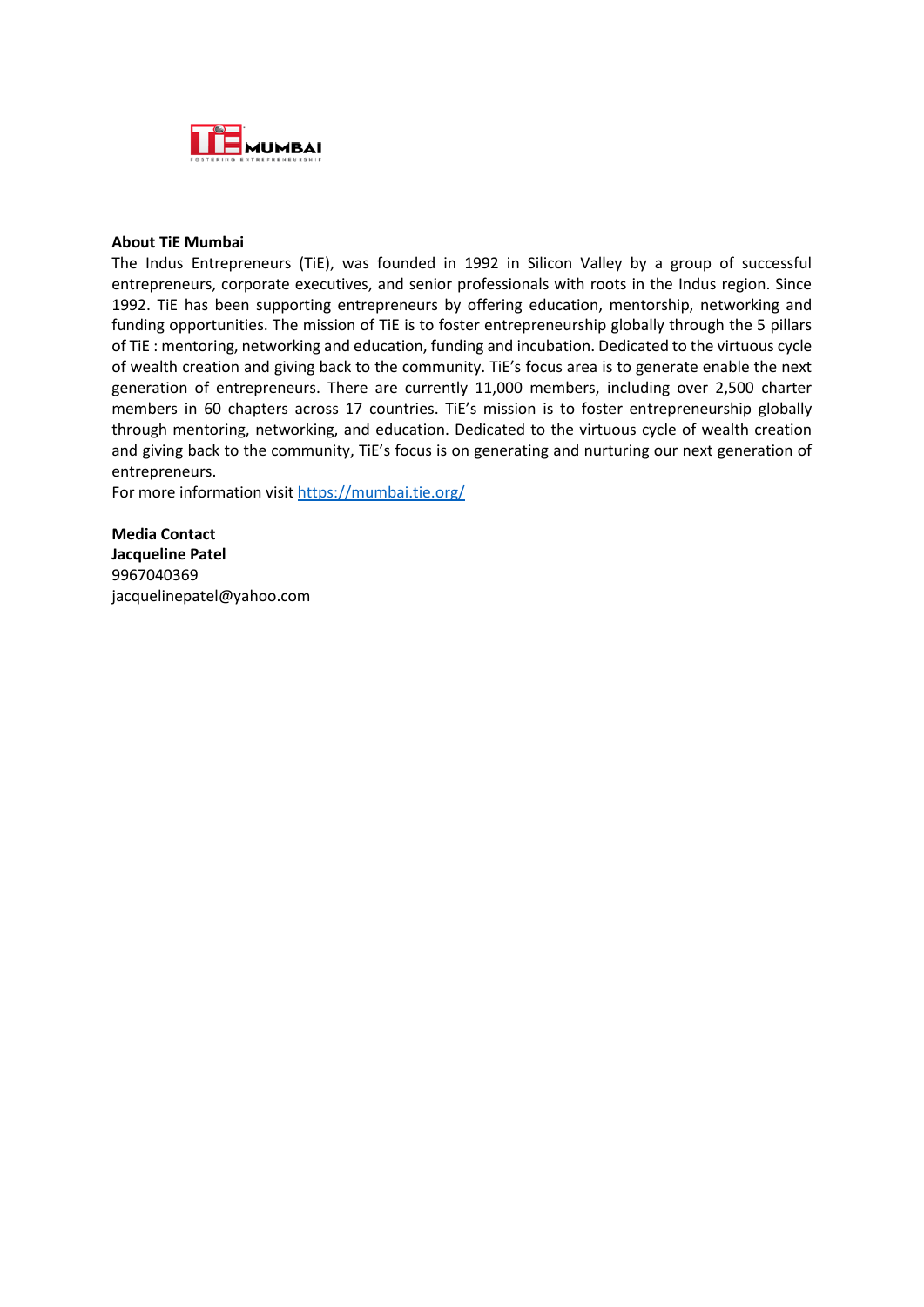**About TiE Mumbai**

The Indus Entrepreneurs (TiE), was founded in 1992 in Silicon Valley by a group of successful entrepreneurs, corporate executives, and senior professionals with roots in the Indus region. Since 1992. TiE has been supporting entrepreneurs by offering education, mentorship, networking and funding opportunities. The mission of TiE is to foster entrepreneurship globally through the 5 pillars of TiE : mentoring, networking and education, funding and incubation. Dedicated to the virtuous cycle of wealth creation and giving back to the community. TiE's focus area is to generate enable the next generation of entrepreneurs. There are currently 11,000 members, including over 2,500 charter members in 60 chapters across 17 countries. TiE's mission is to foster entrepreneurship globally through mentoring, networking, and education. Dedicated to the virtuous cycle of wealth creation and giving back to the community, TiE's focus is on generating and nurturing our next generation of entrepreneurs.

For more information visit https://mumbai.tie.org/

**Media Contact**

**Jacqueline Patel**

9967040369

jacquelinepatel@yahoo.com